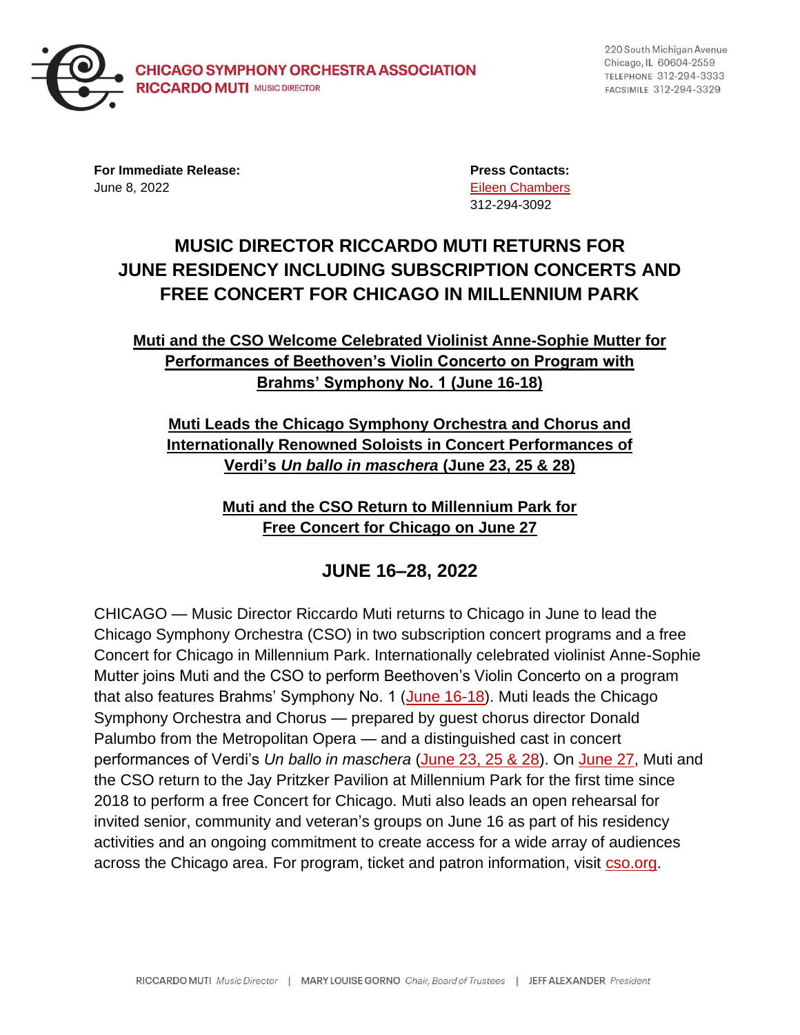**CHICAGO SYMPHONY ORCHESTRA ASSOCIATION**
**RICCARDO MUTI** MUSIC DIRECTOR

220 South Michigan Avenue
Chicago, IL 60604-2559
TELEPHONE 312-294-3333
FACSIMILE 312-294-3329

**For Immediate Release:**
June 8, 2022

**Press Contacts:**
Eileen Chambers
312-294-3092

# MUSIC DIRECTOR RICCARDO MUTI RETURNS FOR JUNE RESIDENCY INCLUDING SUBSCRIPTION CONCERTS AND FREE CONCERT FOR CHICAGO IN MILLENNIUM PARK

**Muti and the CSO Welcome Celebrated Violinist Anne-Sophie Mutter for Performances of Beethoven's Violin Concerto on Program with Brahms' Symphony No. 1 (June 16-18)**

**Muti Leads the Chicago Symphony Orchestra and Chorus and Internationally Renowned Soloists in Concert Performances of Verdi's *Un ballo in maschera* (June 23, 25 & 28)**

**Muti and the CSO Return to Millennium Park for Free Concert for Chicago on June 27**

## JUNE 16–28, 2022

CHICAGO — Music Director Riccardo Muti returns to Chicago in June to lead the Chicago Symphony Orchestra (CSO) in two subscription concert programs and a free Concert for Chicago in Millennium Park. Internationally celebrated violinist Anne-Sophie Mutter joins Muti and the CSO to perform Beethoven's Violin Concerto on a program that also features Brahms' Symphony No. 1 (June 16-18). Muti leads the Chicago Symphony Orchestra and Chorus — prepared by guest chorus director Donald Palumbo from the Metropolitan Opera — and a distinguished cast in concert performances of Verdi's *Un ballo in maschera* (June 23, 25 & 28). On June 27, Muti and the CSO return to the Jay Pritzker Pavilion at Millennium Park for the first time since 2018 to perform a free Concert for Chicago. Muti also leads an open rehearsal for invited senior, community and veteran's groups on June 16 as part of his residency activities and an ongoing commitment to create access for a wide array of audiences across the Chicago area. For program, ticket and patron information, visit cso.org.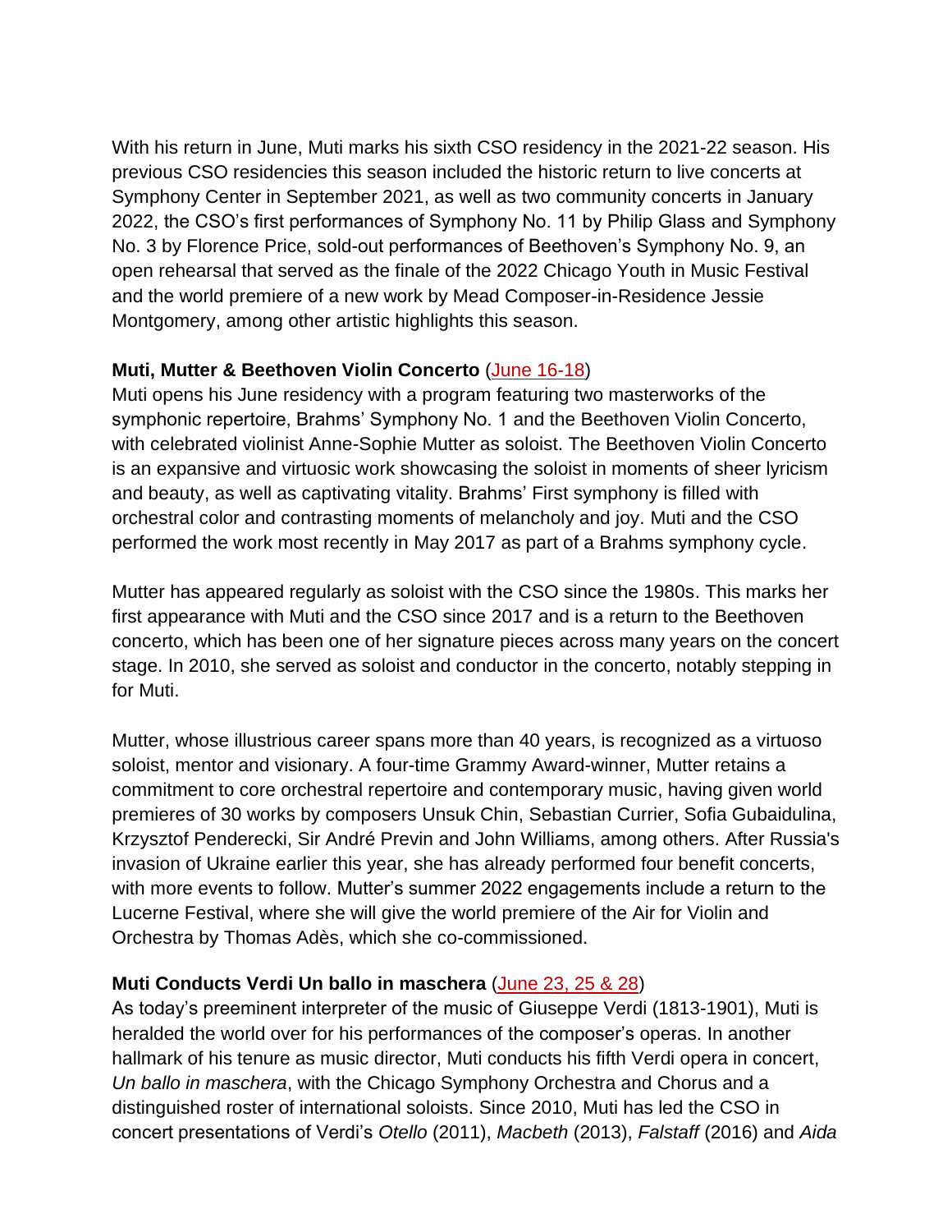With his return in June, Muti marks his sixth CSO residency in the 2021-22 season. His previous CSO residencies this season included the historic return to live concerts at Symphony Center in September 2021, as well as two community concerts in January 2022, the CSO's first performances of Symphony No. 11 by Philip Glass and Symphony No. 3 by Florence Price, sold-out performances of Beethoven's Symphony No. 9, an open rehearsal that served as the finale of the 2022 Chicago Youth in Music Festival and the world premiere of a new work by Mead Composer-in-Residence Jessie Montgomery, among other artistic highlights this season.

**Muti, Mutter & Beethoven Violin Concerto** (June 16-18)
Muti opens his June residency with a program featuring two masterworks of the symphonic repertoire, Brahms' Symphony No. 1 and the Beethoven Violin Concerto, with celebrated violinist Anne-Sophie Mutter as soloist. The Beethoven Violin Concerto is an expansive and virtuosic work showcasing the soloist in moments of sheer lyricism and beauty, as well as captivating vitality. Brahms' First symphony is filled with orchestral color and contrasting moments of melancholy and joy. Muti and the CSO performed the work most recently in May 2017 as part of a Brahms symphony cycle.

Mutter has appeared regularly as soloist with the CSO since the 1980s. This marks her first appearance with Muti and the CSO since 2017 and is a return to the Beethoven concerto, which has been one of her signature pieces across many years on the concert stage. In 2010, she served as soloist and conductor in the concerto, notably stepping in for Muti.

Mutter, whose illustrious career spans more than 40 years, is recognized as a virtuoso soloist, mentor and visionary. A four-time Grammy Award-winner, Mutter retains a commitment to core orchestral repertoire and contemporary music, having given world premieres of 30 works by composers Unsuk Chin, Sebastian Currier, Sofia Gubaidulina, Krzysztof Penderecki, Sir André Previn and John Williams, among others. After Russia's invasion of Ukraine earlier this year, she has already performed four benefit concerts, with more events to follow. Mutter's summer 2022 engagements include a return to the Lucerne Festival, where she will give the world premiere of the Air for Violin and Orchestra by Thomas Adès, which she co-commissioned.

**Muti Conducts Verdi Un ballo in maschera** (June 23, 25 & 28)
As today's preeminent interpreter of the music of Giuseppe Verdi (1813-1901), Muti is heralded the world over for his performances of the composer's operas. In another hallmark of his tenure as music director, Muti conducts his fifth Verdi opera in concert, *Un ballo in maschera*, with the Chicago Symphony Orchestra and Chorus and a distinguished roster of international soloists. Since 2010, Muti has led the CSO in concert presentations of Verdi's *Otello* (2011), *Macbeth* (2013), *Falstaff* (2016) and *Aida*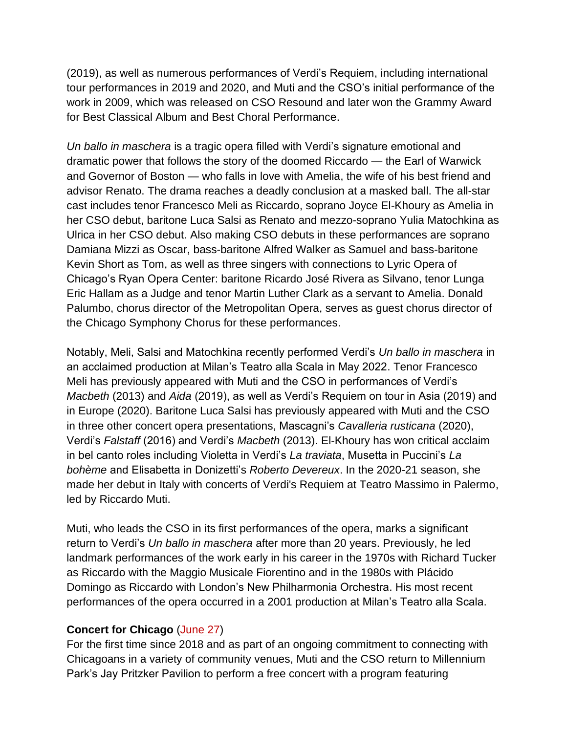(2019), as well as numerous performances of Verdi's Requiem, including international tour performances in 2019 and 2020, and Muti and the CSO's initial performance of the work in 2009, which was released on CSO Resound and later won the Grammy Award for Best Classical Album and Best Choral Performance.

*Un ballo in maschera* is a tragic opera filled with Verdi's signature emotional and dramatic power that follows the story of the doomed Riccardo — the Earl of Warwick and Governor of Boston — who falls in love with Amelia, the wife of his best friend and advisor Renato. The drama reaches a deadly conclusion at a masked ball. The all-star cast includes tenor Francesco Meli as Riccardo, soprano Joyce El-Khoury as Amelia in her CSO debut, baritone Luca Salsi as Renato and mezzo-soprano Yulia Matochkina as Ulrica in her CSO debut. Also making CSO debuts in these performances are soprano Damiana Mizzi as Oscar, bass-baritone Alfred Walker as Samuel and bass-baritone Kevin Short as Tom, as well as three singers with connections to Lyric Opera of Chicago's Ryan Opera Center: baritone Ricardo José Rivera as Silvano, tenor Lunga Eric Hallam as a Judge and tenor Martin Luther Clark as a servant to Amelia. Donald Palumbo, chorus director of the Metropolitan Opera, serves as guest chorus director of the Chicago Symphony Chorus for these performances.

Notably, Meli, Salsi and Matochkina recently performed Verdi's *Un ballo in maschera* in an acclaimed production at Milan's Teatro alla Scala in May 2022. Tenor Francesco Meli has previously appeared with Muti and the CSO in performances of Verdi's *Macbeth* (2013) and *Aida* (2019), as well as Verdi's Requiem on tour in Asia (2019) and in Europe (2020). Baritone Luca Salsi has previously appeared with Muti and the CSO in three other concert opera presentations, Mascagni's *Cavalleria rusticana* (2020), Verdi's *Falstaff* (2016) and Verdi's *Macbeth* (2013). El-Khoury has won critical acclaim in bel canto roles including Violetta in Verdi's *La traviata*, Musetta in Puccini's *La bohème* and Elisabetta in Donizetti's *Roberto Devereux*. In the 2020-21 season, she made her debut in Italy with concerts of Verdi's Requiem at Teatro Massimo in Palermo, led by Riccardo Muti.

Muti, who leads the CSO in its first performances of the opera, marks a significant return to Verdi's *Un ballo in maschera* after more than 20 years. Previously, he led landmark performances of the work early in his career in the 1970s with Richard Tucker as Riccardo with the Maggio Musicale Fiorentino and in the 1980s with Plácido Domingo as Riccardo with London's New Philharmonia Orchestra. His most recent performances of the opera occurred in a 2001 production at Milan's Teatro alla Scala.

**Concert for Chicago** (June 27)
For the first time since 2018 and as part of an ongoing commitment to connecting with Chicagoans in a variety of community venues, Muti and the CSO return to Millennium Park's Jay Pritzker Pavilion to perform a free concert with a program featuring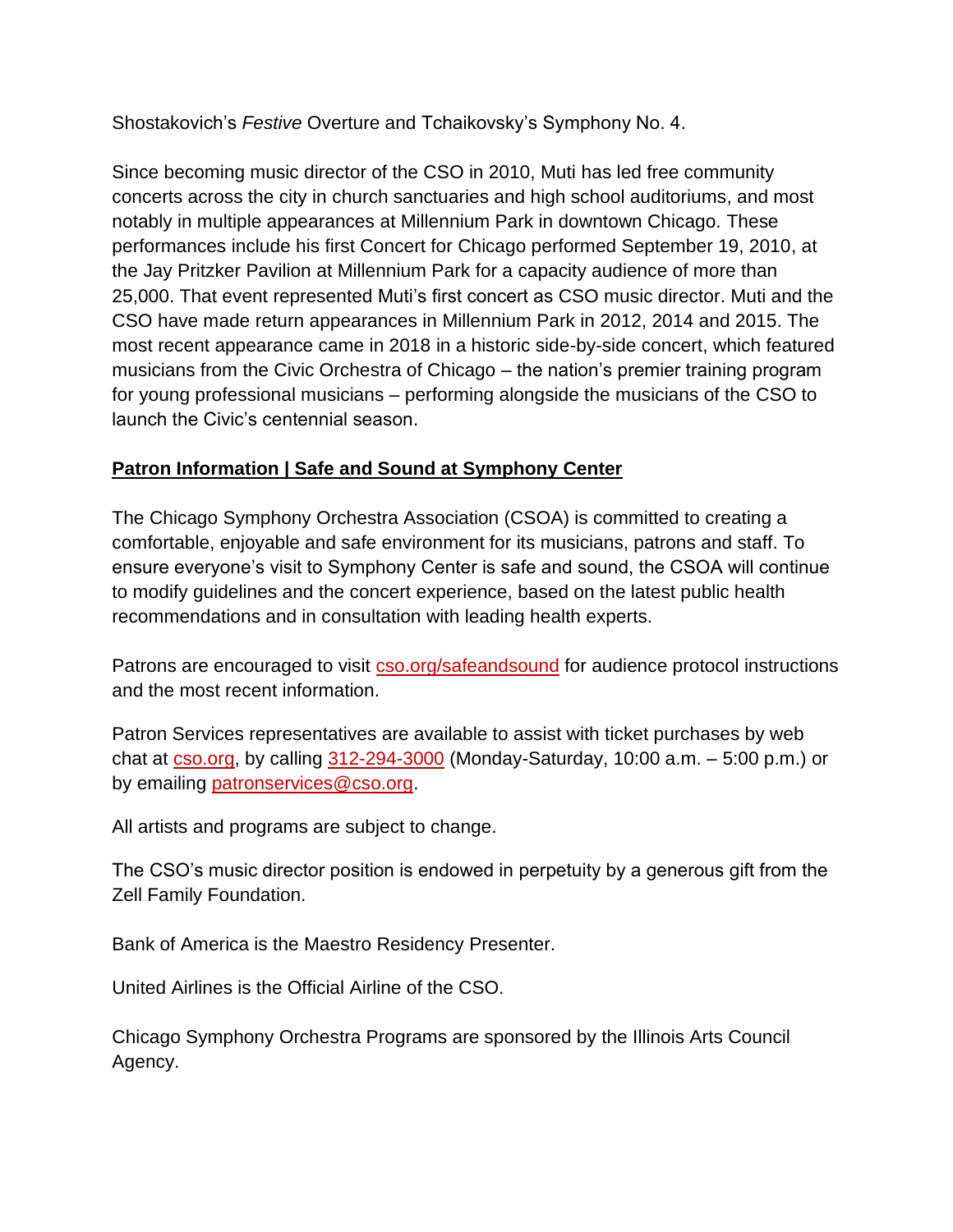Shostakovich’s *Festive* Overture and Tchaikovsky’s Symphony No. 4.

Since becoming music director of the CSO in 2010, Muti has led free community concerts across the city in church sanctuaries and high school auditoriums, and most notably in multiple appearances at Millennium Park in downtown Chicago. These performances include his first Concert for Chicago performed September 19, 2010, at the Jay Pritzker Pavilion at Millennium Park for a capacity audience of more than 25,000. That event represented Muti’s first concert as CSO music director. Muti and the CSO have made return appearances in Millennium Park in 2012, 2014 and 2015. The most recent appearance came in 2018 in a historic side-by-side concert, which featured musicians from the Civic Orchestra of Chicago – the nation’s premier training program for young professional musicians – performing alongside the musicians of the CSO to launch the Civic’s centennial season.

**Patron Information | Safe and Sound at Symphony Center**

The Chicago Symphony Orchestra Association (CSOA) is committed to creating a comfortable, enjoyable and safe environment for its musicians, patrons and staff. To ensure everyone’s visit to Symphony Center is safe and sound, the CSOA will continue to modify guidelines and the concert experience, based on the latest public health recommendations and in consultation with leading health experts.

Patrons are encouraged to visit [cso.org/safeandsound](cso.org/safeandsound) for audience protocol instructions and the most recent information.

Patron Services representatives are available to assist with ticket purchases by web chat at [cso.org](cso.org), by calling [312-294-3000](312-294-3000) (Monday-Saturday, 10:00 a.m. – 5:00 p.m.) or by emailing [patronservices@cso.org](mailto:patronservices@cso.org).

All artists and programs are subject to change.

The CSO’s music director position is endowed in perpetuity by a generous gift from the Zell Family Foundation.

Bank of America is the Maestro Residency Presenter.

United Airlines is the Official Airline of the CSO.

Chicago Symphony Orchestra Programs are sponsored by the Illinois Arts Council Agency.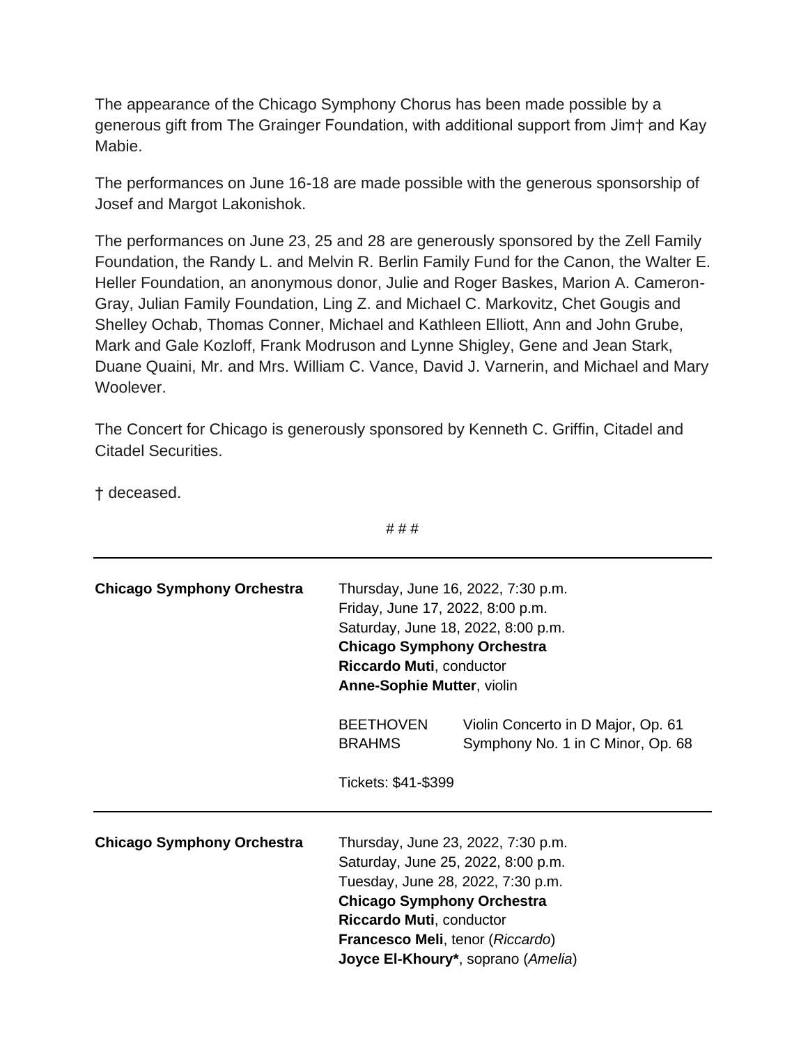The appearance of the Chicago Symphony Chorus has been made possible by a generous gift from The Grainger Foundation, with additional support from Jim† and Kay Mabie.

The performances on June 16-18 are made possible with the generous sponsorship of Josef and Margot Lakonishok.

The performances on June 23, 25 and 28 are generously sponsored by the Zell Family Foundation, the Randy L. and Melvin R. Berlin Family Fund for the Canon, the Walter E. Heller Foundation, an anonymous donor, Julie and Roger Baskes, Marion A. Cameron-Gray, Julian Family Foundation, Ling Z. and Michael C. Markovitz, Chet Gougis and Shelley Ochab, Thomas Conner, Michael and Kathleen Elliott, Ann and John Grube, Mark and Gale Kozloff, Frank Modruson and Lynne Shigley, Gene and Jean Stark, Duane Quaini, Mr. and Mrs. William C. Vance, David J. Varnerin, and Michael and Mary Woolever.

The Concert for Chicago is generously sponsored by Kenneth C. Griffin, Citadel and Citadel Securities.

† deceased.

# # #

---

**Chicago Symphony Orchestra**

Thursday, June 16, 2022, 7:30 p.m.
Friday, June 17, 2022, 8:00 p.m.
Saturday, June 18, 2022, 8:00 p.m.
**Chicago Symphony Orchestra**
**Riccardo Muti**, conductor
**Anne-Sophie Mutter**, violin

| | |
|---|---|
| BEETHOVEN | Violin Concerto in D Major, Op. 61 |
| BRAHMS | Symphony No. 1 in C Minor, Op. 68 |

Tickets: $41-$399

---

**Chicago Symphony Orchestra**

Thursday, June 23, 2022, 7:30 p.m.
Saturday, June 25, 2022, 8:00 p.m.
Tuesday, June 28, 2022, 7:30 p.m.
**Chicago Symphony Orchestra**
**Riccardo Muti**, conductor
**Francesco Meli**, tenor (*Riccardo*)
**Joyce El-Khoury***, soprano (*Amelia*)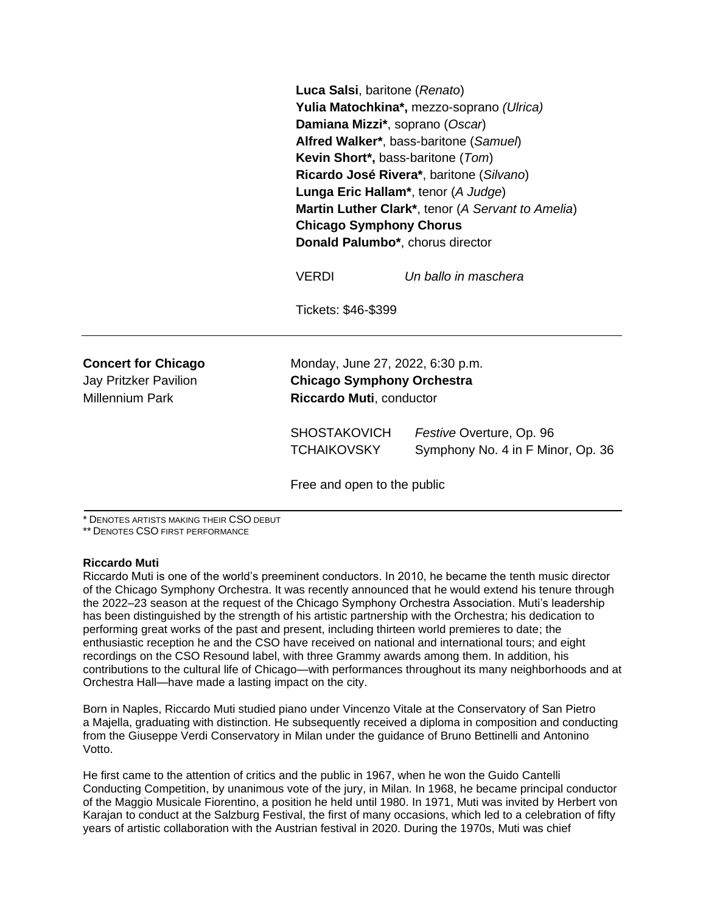**Luca Salsi**, baritone (*Renato*)
**Yulia Matochkina*,** mezzo-soprano *(Ulrica)*
**Damiana Mizzi***, soprano (*Oscar*)
**Alfred Walker***, bass-baritone (*Samuel*)
**Kevin Short*,** bass-baritone (*Tom*)
**Ricardo José Rivera***, baritone (*Silvano*)
**Lunga Eric Hallam***, tenor (*A Judge*)
**Martin Luther Clark***, tenor (*A Servant to Amelia*)
**Chicago Symphony Chorus**
**Donald Palumbo***, chorus director

VERDI *Un ballo in maschera*

Tickets: $46-$399

---

**Concert for Chicago**
Jay Pritzker Pavilion
Millennium Park

Monday, June 27, 2022, 6:30 p.m.
**Chicago Symphony Orchestra**
**Riccardo Muti**, conductor

SHOSTAKOVICH *Festive* Overture, Op. 96
TCHAIKOVSKY Symphony No. 4 in F Minor, Op. 36

Free and open to the public

---

* Denotes artists making their CSO debut
** Denotes CSO first performance

**Riccardo Muti**

Riccardo Muti is one of the world's preeminent conductors. In 2010, he became the tenth music director of the Chicago Symphony Orchestra. It was recently announced that he would extend his tenure through the 2022–23 season at the request of the Chicago Symphony Orchestra Association. Muti's leadership has been distinguished by the strength of his artistic partnership with the Orchestra; his dedication to performing great works of the past and present, including thirteen world premieres to date; the enthusiastic reception he and the CSO have received on national and international tours; and eight recordings on the CSO Resound label, with three Grammy awards among them. In addition, his contributions to the cultural life of Chicago—with performances throughout its many neighborhoods and at Orchestra Hall—have made a lasting impact on the city.

Born in Naples, Riccardo Muti studied piano under Vincenzo Vitale at the Conservatory of San Pietro a Majella, graduating with distinction. He subsequently received a diploma in composition and conducting from the Giuseppe Verdi Conservatory in Milan under the guidance of Bruno Bettinelli and Antonino Votto.

He first came to the attention of critics and the public in 1967, when he won the Guido Cantelli Conducting Competition, by unanimous vote of the jury, in Milan. In 1968, he became principal conductor of the Maggio Musicale Fiorentino, a position he held until 1980. In 1971, Muti was invited by Herbert von Karajan to conduct at the Salzburg Festival, the first of many occasions, which led to a celebration of fifty years of artistic collaboration with the Austrian festival in 2020. During the 1970s, Muti was chief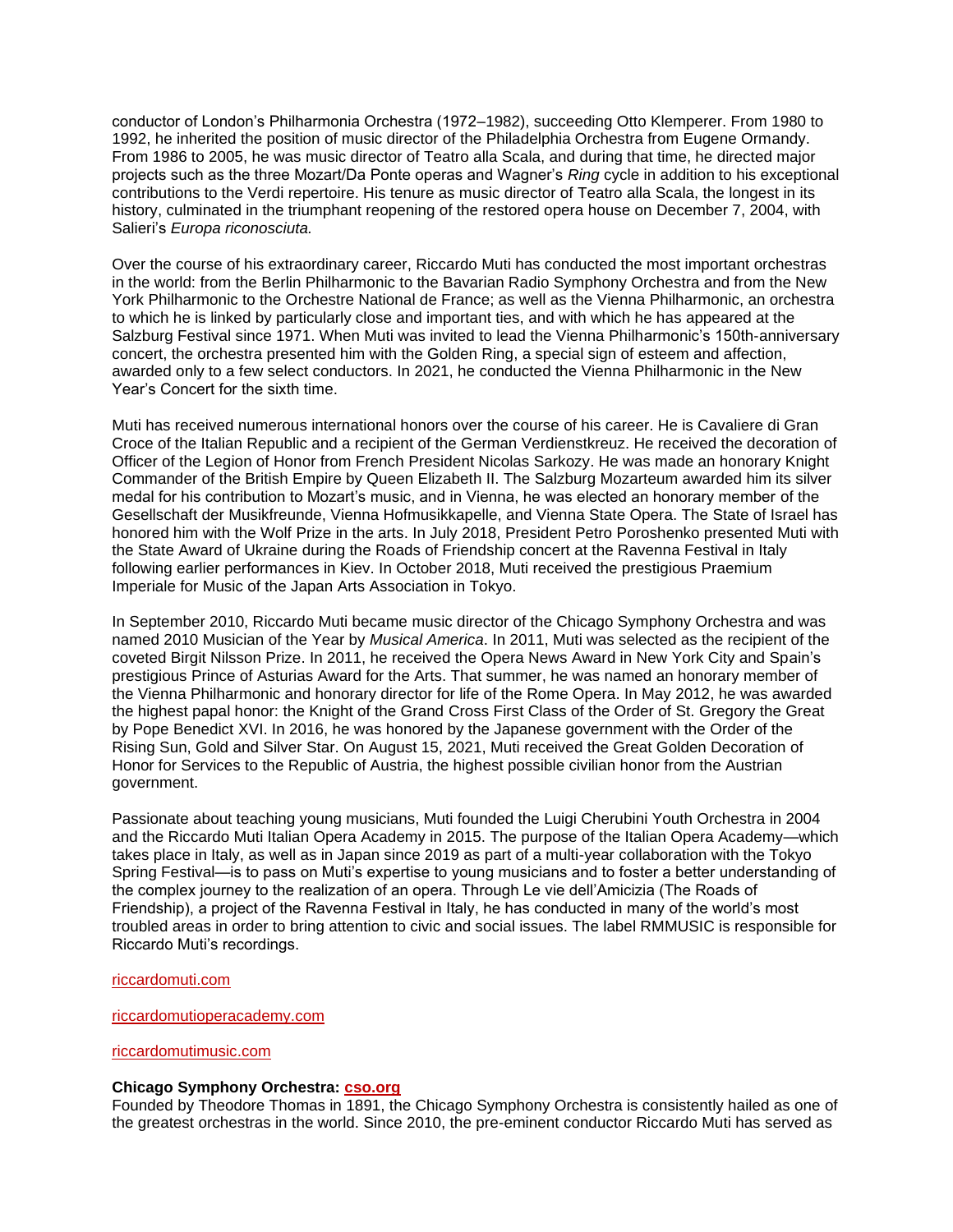conductor of London's Philharmonia Orchestra (1972–1982), succeeding Otto Klemperer. From 1980 to 1992, he inherited the position of music director of the Philadelphia Orchestra from Eugene Ormandy. From 1986 to 2005, he was music director of Teatro alla Scala, and during that time, he directed major projects such as the three Mozart/Da Ponte operas and Wagner's *Ring* cycle in addition to his exceptional contributions to the Verdi repertoire. His tenure as music director of Teatro alla Scala, the longest in its history, culminated in the triumphant reopening of the restored opera house on December 7, 2004, with Salieri's *Europa riconosciuta.*

Over the course of his extraordinary career, Riccardo Muti has conducted the most important orchestras in the world: from the Berlin Philharmonic to the Bavarian Radio Symphony Orchestra and from the New York Philharmonic to the Orchestre National de France; as well as the Vienna Philharmonic, an orchestra to which he is linked by particularly close and important ties, and with which he has appeared at the Salzburg Festival since 1971. When Muti was invited to lead the Vienna Philharmonic's 150th-anniversary concert, the orchestra presented him with the Golden Ring, a special sign of esteem and affection, awarded only to a few select conductors. In 2021, he conducted the Vienna Philharmonic in the New Year's Concert for the sixth time.

Muti has received numerous international honors over the course of his career. He is Cavaliere di Gran Croce of the Italian Republic and a recipient of the German Verdienstkreuz. He received the decoration of Officer of the Legion of Honor from French President Nicolas Sarkozy. He was made an honorary Knight Commander of the British Empire by Queen Elizabeth II. The Salzburg Mozarteum awarded him its silver medal for his contribution to Mozart's music, and in Vienna, he was elected an honorary member of the Gesellschaft der Musikfreunde, Vienna Hofmusikkapelle, and Vienna State Opera. The State of Israel has honored him with the Wolf Prize in the arts. In July 2018, President Petro Poroshenko presented Muti with the State Award of Ukraine during the Roads of Friendship concert at the Ravenna Festival in Italy following earlier performances in Kiev. In October 2018, Muti received the prestigious Praemium Imperiale for Music of the Japan Arts Association in Tokyo.

In September 2010, Riccardo Muti became music director of the Chicago Symphony Orchestra and was named 2010 Musician of the Year by *Musical America*. In 2011, Muti was selected as the recipient of the coveted Birgit Nilsson Prize. In 2011, he received the Opera News Award in New York City and Spain's prestigious Prince of Asturias Award for the Arts. That summer, he was named an honorary member of the Vienna Philharmonic and honorary director for life of the Rome Opera. In May 2012, he was awarded the highest papal honor: the Knight of the Grand Cross First Class of the Order of St. Gregory the Great by Pope Benedict XVI. In 2016, he was honored by the Japanese government with the Order of the Rising Sun, Gold and Silver Star. On August 15, 2021, Muti received the Great Golden Decoration of Honor for Services to the Republic of Austria, the highest possible civilian honor from the Austrian government.

Passionate about teaching young musicians, Muti founded the Luigi Cherubini Youth Orchestra in 2004 and the Riccardo Muti Italian Opera Academy in 2015. The purpose of the Italian Opera Academy—which takes place in Italy, as well as in Japan since 2019 as part of a multi-year collaboration with the Tokyo Spring Festival—is to pass on Muti's expertise to young musicians and to foster a better understanding of the complex journey to the realization of an opera. Through Le vie dell'Amicizia (The Roads of Friendship), a project of the Ravenna Festival in Italy, he has conducted in many of the world's most troubled areas in order to bring attention to civic and social issues. The label RMMUSIC is responsible for Riccardo Muti's recordings.

riccardomuti.com

riccardomutioperacademy.com

riccardomutimusic.com

**Chicago Symphony Orchestra: cso.org**
Founded by Theodore Thomas in 1891, the Chicago Symphony Orchestra is consistently hailed as one of the greatest orchestras in the world. Since 2010, the pre-eminent conductor Riccardo Muti has served as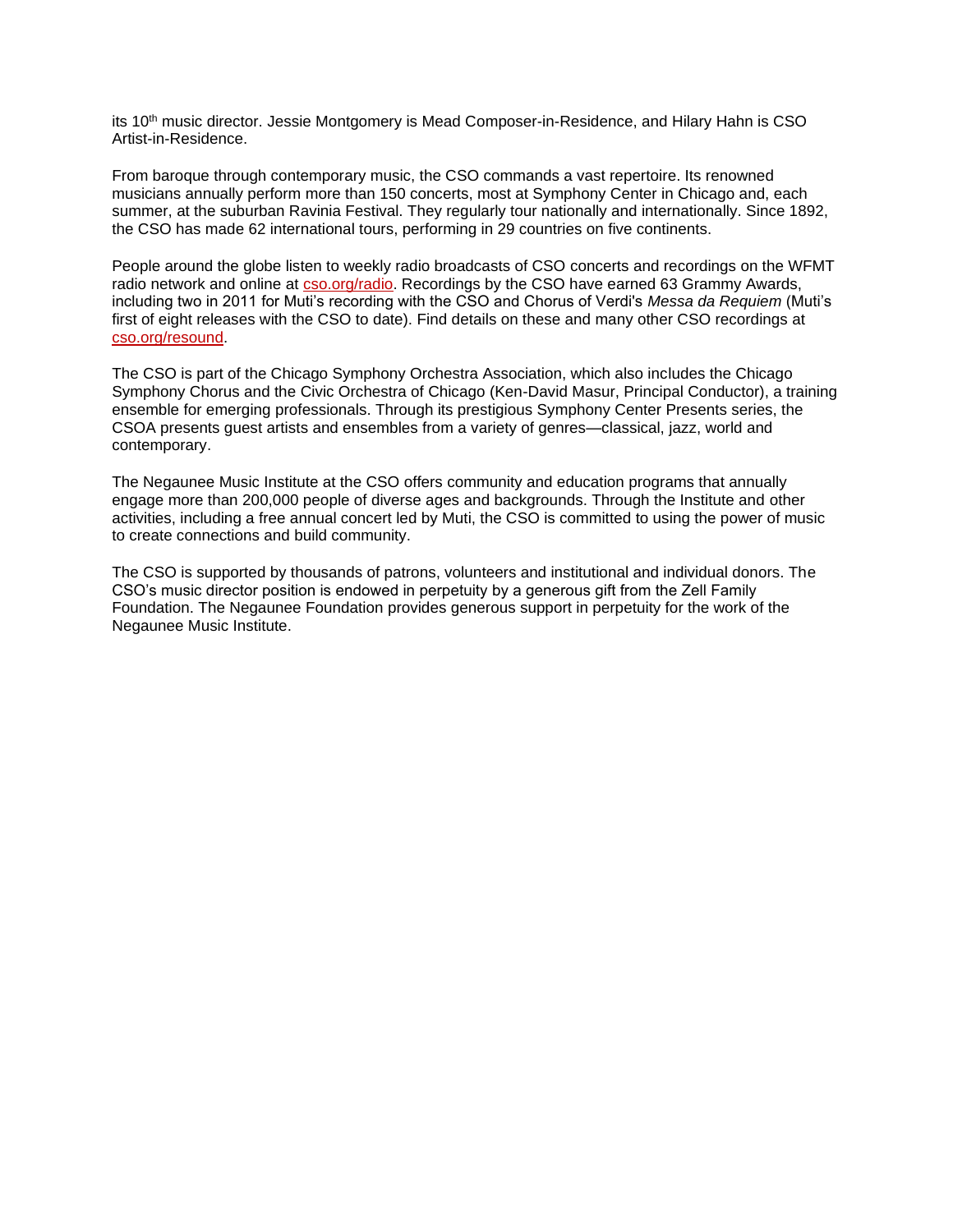its 10th music director. Jessie Montgomery is Mead Composer-in-Residence, and Hilary Hahn is CSO Artist-in-Residence.

From baroque through contemporary music, the CSO commands a vast repertoire. Its renowned musicians annually perform more than 150 concerts, most at Symphony Center in Chicago and, each summer, at the suburban Ravinia Festival. They regularly tour nationally and internationally. Since 1892, the CSO has made 62 international tours, performing in 29 countries on five continents.

People around the globe listen to weekly radio broadcasts of CSO concerts and recordings on the WFMT radio network and online at [cso.org/radio](cso.org/radio). Recordings by the CSO have earned 63 Grammy Awards, including two in 2011 for Muti's recording with the CSO and Chorus of Verdi's *Messa da Requiem* (Muti's first of eight releases with the CSO to date). Find details on these and many other CSO recordings at [cso.org/resound](cso.org/resound).

The CSO is part of the Chicago Symphony Orchestra Association, which also includes the Chicago Symphony Chorus and the Civic Orchestra of Chicago (Ken-David Masur, Principal Conductor), a training ensemble for emerging professionals. Through its prestigious Symphony Center Presents series, the CSOA presents guest artists and ensembles from a variety of genres—classical, jazz, world and contemporary.

The Negaunee Music Institute at the CSO offers community and education programs that annually engage more than 200,000 people of diverse ages and backgrounds. Through the Institute and other activities, including a free annual concert led by Muti, the CSO is committed to using the power of music to create connections and build community.

The CSO is supported by thousands of patrons, volunteers and institutional and individual donors. The CSO's music director position is endowed in perpetuity by a generous gift from the Zell Family Foundation. The Negaunee Foundation provides generous support in perpetuity for the work of the Negaunee Music Institute.